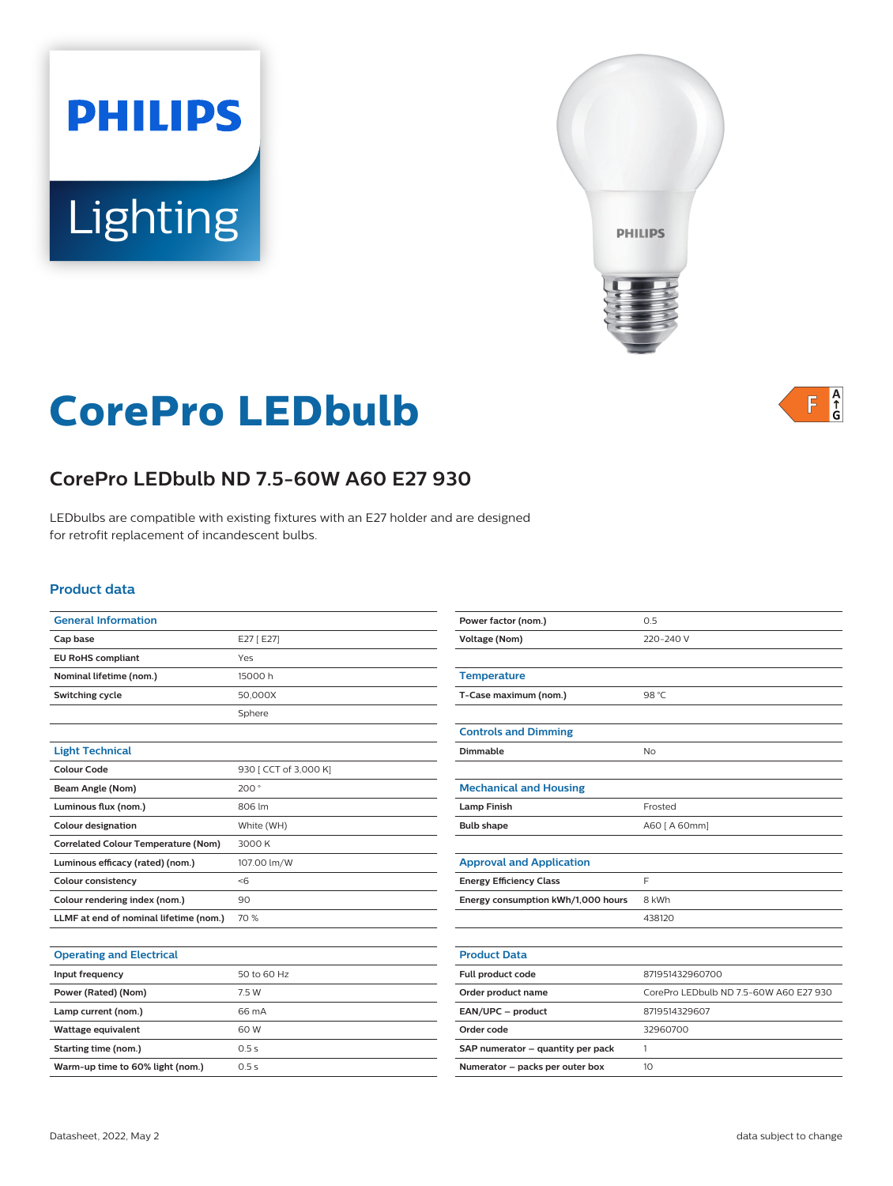PHILIPS

Lighting

# CorePro LEDbulb

F A↑G

## CorePro LEDbulb ND 7.5-60W A60 E27 930

LEDbulbs are compatible with existing fixtures with an E27 holder and are designed for retrofit replacement of incandescent bulbs.

### Product data

| General Information | |
|---|---|
| Cap base | E27 [ E27] |
| EU RoHS compliant | Yes |
| Nominal lifetime (nom.) | 15000 h |
| Switching cycle | 50,000X |
| | Sphere |

| Light Technical | |
|---|---|
| Colour Code | 930 [ CCT of 3,000 K] |
| Beam Angle (Nom) | 200 ° |
| Luminous flux (nom.) | 806 lm |
| Colour designation | White (WH) |
| Correlated Colour Temperature (Nom) | 3000 K |
| Luminous efficacy (rated) (nom.) | 107.00 lm/W |
| Colour consistency | <6 |
| Colour rendering index (nom.) | 90 |
| LLMF at end of nominal lifetime (nom.) | 70 % |

| Operating and Electrical | |
|---|---|
| Input frequency | 50 to 60 Hz |
| Power (Rated) (Nom) | 7.5 W |
| Lamp current (nom.) | 66 mA |
| Wattage equivalent | 60 W |
| Starting time (nom.) | 0.5 s |
| Warm-up time to 60% light (nom.) | 0.5 s |
| Power factor (nom.) | 0.5 |
| Voltage (Nom) | 220-240 V |

| Temperature | |
|---|---|
| T-Case maximum (nom.) | 98 °C |

| Controls and Dimming | |
|---|---|
| Dimmable | No |

| Mechanical and Housing | |
|---|---|
| Lamp Finish | Frosted |
| Bulb shape | A60 [ A 60mm] |

| Approval and Application | |
|---|---|
| Energy Efficiency Class | F |
| Energy consumption kWh/1,000 hours | 8 kWh |
| | 438120 |

| Product Data | |
|---|---|
| Full product code | 871951432960700 |
| Order product name | CorePro LEDbulb ND 7.5-60W A60 E27 930 |
| EAN/UPC – product | 8719514329607 |
| Order code | 32960700 |
| SAP numerator – quantity per pack | 1 |
| Numerator – packs per outer box | 10 |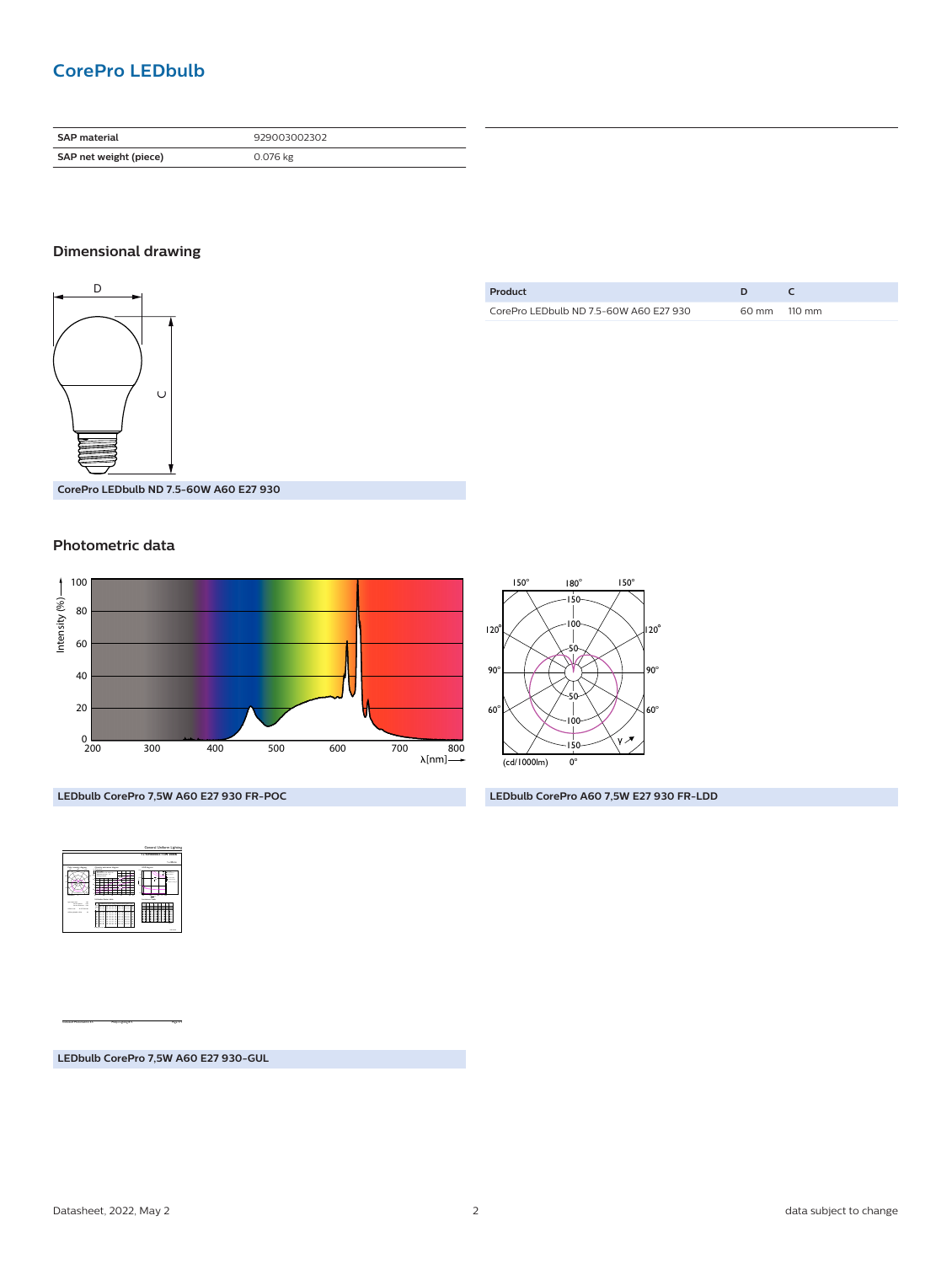## CorePro LEDbulb

| SAP material | 929003002302 |
|---|---|
| SAP net weight (piece) | 0.076 kg |

### Dimensional drawing

| Product | D | C |
|---|---|---|
| CorePro LEDbulb ND 7.5-60W A60 E27 930 | 60 mm | 110 mm |

CorePro LEDbulb ND 7.5-60W A60 E27 930

### Photometric data

LEDbulb CorePro 7,5W A60 E27 930 FR-POC

LEDbulb CorePro A60 7,5W E27 930 FR-LDD

LEDbulb CorePro 7,5W A60 E27 930-GUL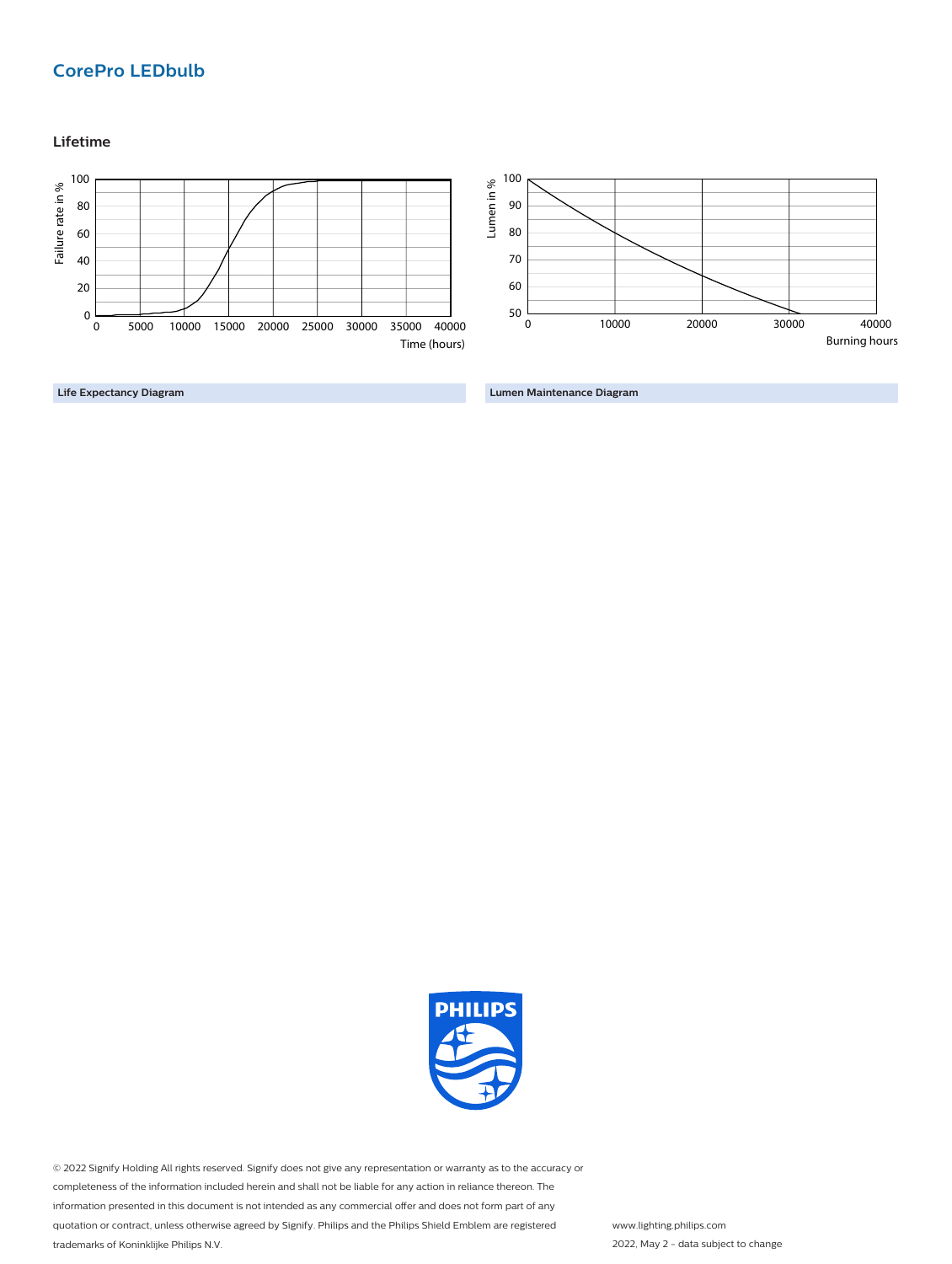## CorePro LEDbulb

### Lifetime

Failure rate in %

100
80
60
40
20
0

0 5000 10000 15000 20000 25000 30000 35000 40000

Time (hours)

Lumen in %

100
90
80
70
60
50

0 10000 20000 30000 40000

Burning hours

**Life Expectancy Diagram**

**Lumen Maintenance Diagram**

© 2022 Signify Holding All rights reserved. Signify does not give any representation or warranty as to the accuracy or completeness of the information included herein and shall not be liable for any action in reliance thereon. The information presented in this document is not intended as any commercial offer and does not form part of any quotation or contract, unless otherwise agreed by Signify. Philips and the Philips Shield Emblem are registered trademarks of Koninklijke Philips N.V.

www.lighting.philips.com

2022, May 2 - data subject to change